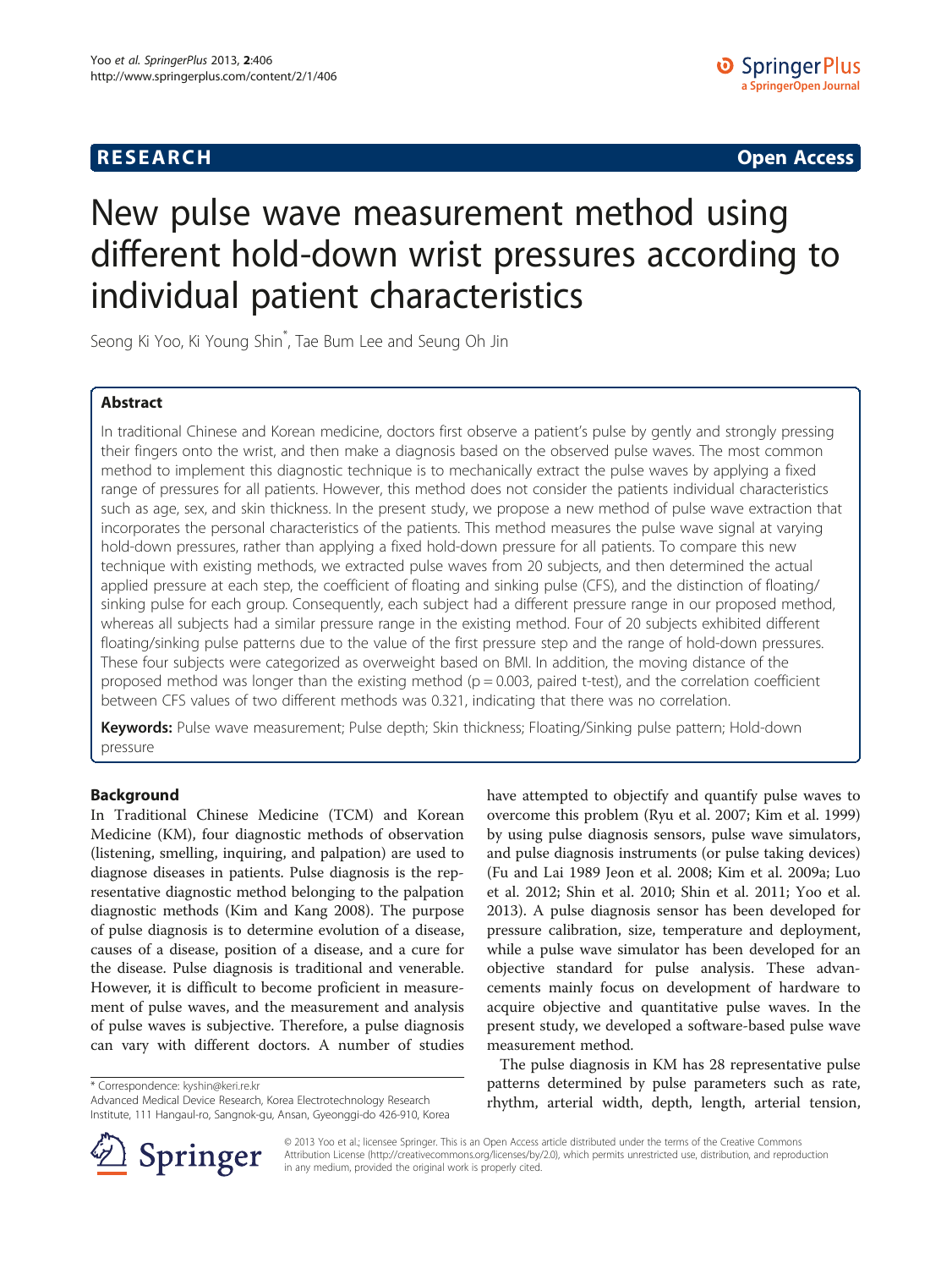**RESEARCH** **Open Access**

# New pulse wave measurement method using different hold-down wrist pressures according to individual patient characteristics

Seong Ki Yoo, Ki Young Shin*, Tae Bum Lee and Seung Oh Jin

## Abstract

In traditional Chinese and Korean medicine, doctors first observe a patient's pulse by gently and strongly pressing their fingers onto the wrist, and then make a diagnosis based on the observed pulse waves. The most common method to implement this diagnostic technique is to mechanically extract the pulse waves by applying a fixed range of pressures for all patients. However, this method does not consider the patients individual characteristics such as age, sex, and skin thickness. In the present study, we propose a new method of pulse wave extraction that incorporates the personal characteristics of the patients. This method measures the pulse wave signal at varying hold-down pressures, rather than applying a fixed hold-down pressure for all patients. To compare this new technique with existing methods, we extracted pulse waves from 20 subjects, and then determined the actual applied pressure at each step, the coefficient of floating and sinking pulse (CFS), and the distinction of floating/sinking pulse for each group. Consequently, each subject had a different pressure range in our proposed method, whereas all subjects had a similar pressure range in the existing method. Four of 20 subjects exhibited different floating/sinking pulse patterns due to the value of the first pressure step and the range of hold-down pressures. These four subjects were categorized as overweight based on BMI. In addition, the moving distance of the proposed method was longer than the existing method ($p = 0.003$, paired t-test), and the correlation coefficient between CFS values of two different methods was 0.321, indicating that there was no correlation.

**Keywords:** Pulse wave measurement; Pulse depth; Skin thickness; Floating/Sinking pulse pattern; Hold-down pressure

## Background

In Traditional Chinese Medicine (TCM) and Korean Medicine (KM), four diagnostic methods of observation (listening, smelling, inquiring, and palpation) are used to diagnose diseases in patients. Pulse diagnosis is the representative diagnostic method belonging to the palpation diagnostic methods (Kim and Kang 2008). The purpose of pulse diagnosis is to determine evolution of a disease, causes of a disease, position of a disease, and a cure for the disease. Pulse diagnosis is traditional and venerable. However, it is difficult to become proficient in measurement of pulse waves, and the measurement and analysis of pulse waves is subjective. Therefore, a pulse diagnosis can vary with different doctors. A number of studies have attempted to objectify and quantify pulse waves to overcome this problem (Ryu et al. 2007; Kim et al. 1999) by using pulse diagnosis sensors, pulse wave simulators, and pulse diagnosis instruments (or pulse taking devices) (Fu and Lai 1989 Jeon et al. 2008; Kim et al. 2009a; Luo et al. 2012; Shin et al. 2010; Shin et al. 2011; Yoo et al. 2013). A pulse diagnosis sensor has been developed for pressure calibration, size, temperature and deployment, while a pulse wave simulator has been developed for an objective standard for pulse analysis. These advancements mainly focus on development of hardware to acquire objective and quantitative pulse waves. In the present study, we developed a software-based pulse wave measurement method.

The pulse diagnosis in KM has 28 representative pulse patterns determined by pulse parameters such as rate, rhythm, arterial width, depth, length, arterial tension,

\* Correspondence: kyshin@keri.re.kr
Advanced Medical Device Research, Korea Electrotechnology Research Institute, 111 Hangaul-ro, Sangnok-gu, Ansan, Gyeonggi-do 426-910, Korea

© 2013 Yoo et al.; licensee Springer. This is an Open Access article distributed under the terms of the Creative Commons Attribution License (http://creativecommons.org/licenses/by/2.0), which permits unrestricted use, distribution, and reproduction in any medium, provided the original work is properly cited.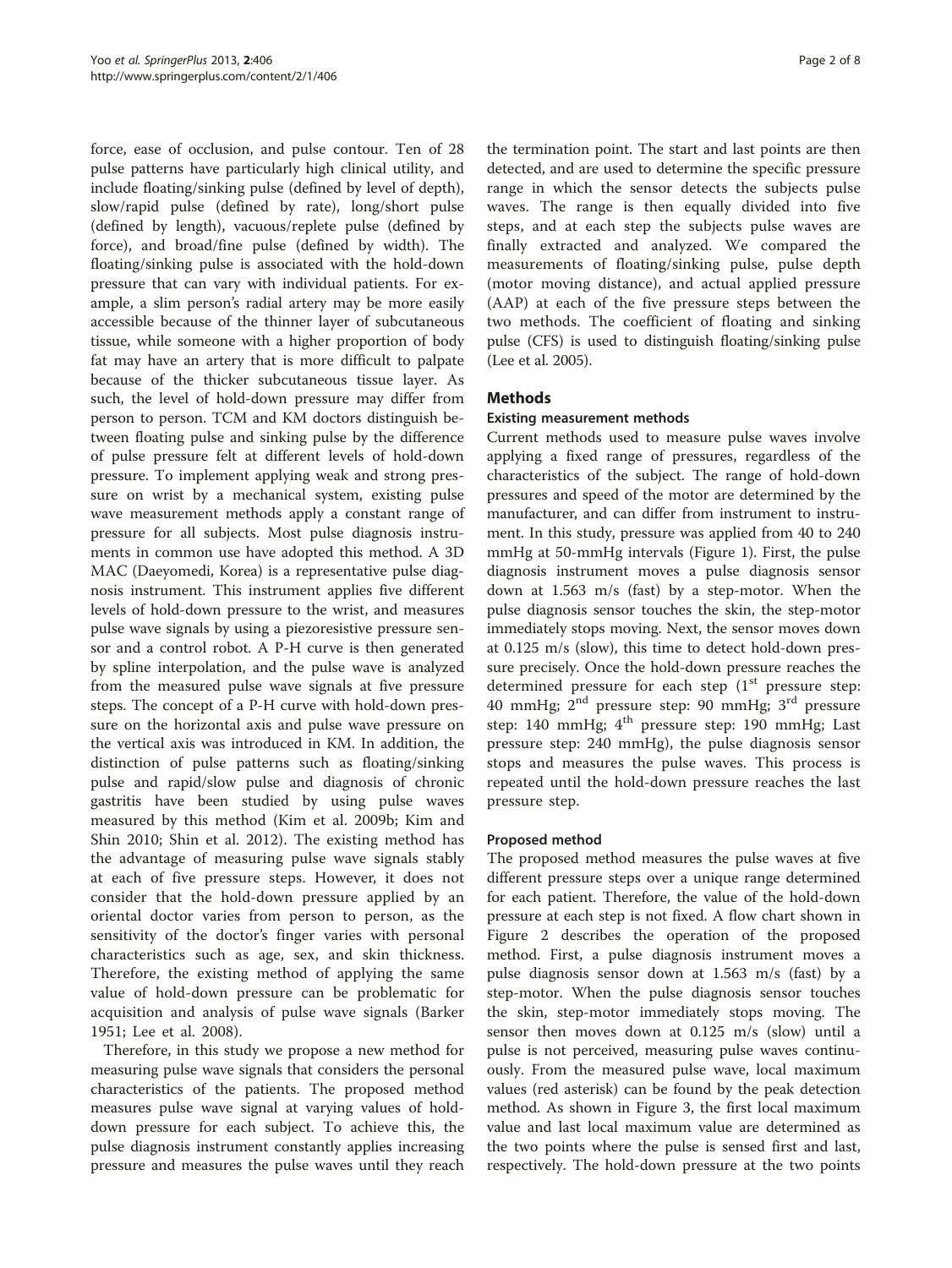force, ease of occlusion, and pulse contour. Ten of 28 pulse patterns have particularly high clinical utility, and include floating/sinking pulse (defined by level of depth), slow/rapid pulse (defined by rate), long/short pulse (defined by length), vacuous/replete pulse (defined by force), and broad/fine pulse (defined by width). The floating/sinking pulse is associated with the hold-down pressure that can vary with individual patients. For example, a slim person's radial artery may be more easily accessible because of the thinner layer of subcutaneous tissue, while someone with a higher proportion of body fat may have an artery that is more difficult to palpate because of the thicker subcutaneous tissue layer. As such, the level of hold-down pressure may differ from person to person. TCM and KM doctors distinguish between floating pulse and sinking pulse by the difference of pulse pressure felt at different levels of hold-down pressure. To implement applying weak and strong pressure on wrist by a mechanical system, existing pulse wave measurement methods apply a constant range of pressure for all subjects. Most pulse diagnosis instruments in common use have adopted this method. A 3D MAC (Daeyomedi, Korea) is a representative pulse diagnosis instrument. This instrument applies five different levels of hold-down pressure to the wrist, and measures pulse wave signals by using a piezoresistive pressure sensor and a control robot. A P-H curve is then generated by spline interpolation, and the pulse wave is analyzed from the measured pulse wave signals at five pressure steps. The concept of a P-H curve with hold-down pressure on the horizontal axis and pulse wave pressure on the vertical axis was introduced in KM. In addition, the distinction of pulse patterns such as floating/sinking pulse and rapid/slow pulse and diagnosis of chronic gastritis have been studied by using pulse waves measured by this method (Kim et al. 2009b; Kim and Shin 2010; Shin et al. 2012). The existing method has the advantage of measuring pulse wave signals stably at each of five pressure steps. However, it does not consider that the hold-down pressure applied by an oriental doctor varies from person to person, as the sensitivity of the doctor's finger varies with personal characteristics such as age, sex, and skin thickness. Therefore, the existing method of applying the same value of hold-down pressure can be problematic for acquisition and analysis of pulse wave signals (Barker 1951; Lee et al. 2008).

Therefore, in this study we propose a new method for measuring pulse wave signals that considers the personal characteristics of the patients. The proposed method measures pulse wave signal at varying values of hold-down pressure for each subject. To achieve this, the pulse diagnosis instrument constantly applies increasing pressure and measures the pulse waves until they reach the termination point. The start and last points are then detected, and are used to determine the specific pressure range in which the sensor detects the subjects pulse waves. The range is then equally divided into five steps, and at each step the subjects pulse waves are finally extracted and analyzed. We compared the measurements of floating/sinking pulse, pulse depth (motor moving distance), and actual applied pressure (AAP) at each of the five pressure steps between the two methods. The coefficient of floating and sinking pulse (CFS) is used to distinguish floating/sinking pulse (Lee et al. 2005).

## Methods

### Existing measurement methods

Current methods used to measure pulse waves involve applying a fixed range of pressures, regardless of the characteristics of the subject. The range of hold-down pressures and speed of the motor are determined by the manufacturer, and can differ from instrument to instrument. In this study, pressure was applied from 40 to 240 mmHg at 50-mmHg intervals (Figure 1). First, the pulse diagnosis instrument moves a pulse diagnosis sensor down at 1.563 m/s (fast) by a step-motor. When the pulse diagnosis sensor touches the skin, the step-motor immediately stops moving. Next, the sensor moves down at 0.125 m/s (slow), this time to detect hold-down pressure precisely. Once the hold-down pressure reaches the determined pressure for each step (1st pressure step: 40 mmHg; 2nd pressure step: 90 mmHg; 3rd pressure step: 140 mmHg; 4th pressure step: 190 mmHg; Last pressure step: 240 mmHg), the pulse diagnosis sensor stops and measures the pulse waves. This process is repeated until the hold-down pressure reaches the last pressure step.

### Proposed method

The proposed method measures the pulse waves at five different pressure steps over a unique range determined for each patient. Therefore, the value of the hold-down pressure at each step is not fixed. A flow chart shown in Figure 2 describes the operation of the proposed method. First, a pulse diagnosis instrument moves a pulse diagnosis sensor down at 1.563 m/s (fast) by a step-motor. When the pulse diagnosis sensor touches the skin, step-motor immediately stops moving. The sensor then moves down at 0.125 m/s (slow) until a pulse is not perceived, measuring pulse waves continuously. From the measured pulse wave, local maximum values (red asterisk) can be found by the peak detection method. As shown in Figure 3, the first local maximum value and last local maximum value are determined as the two points where the pulse is sensed first and last, respectively. The hold-down pressure at the two points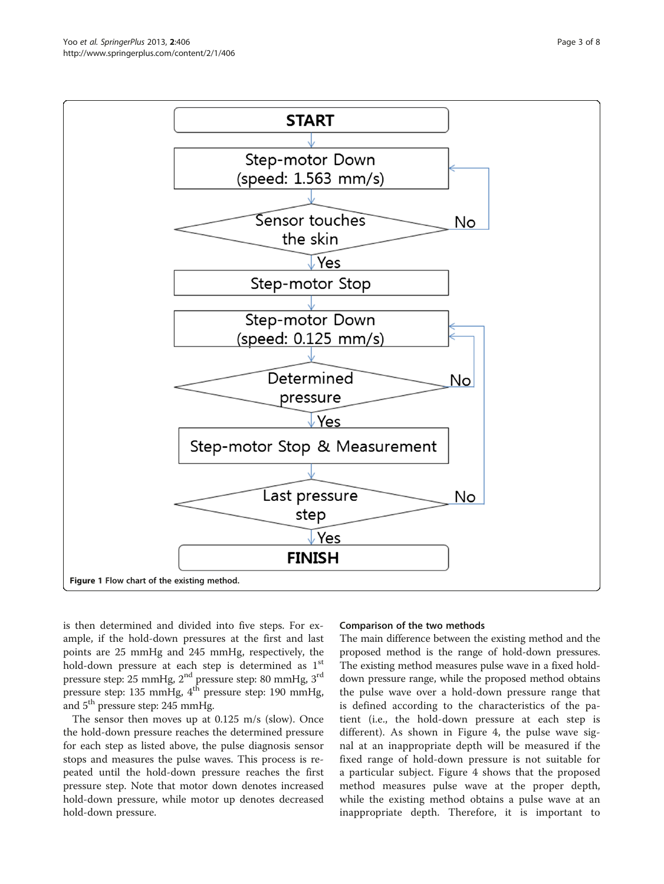Figure 1 Flow chart of the existing method.

is then determined and divided into five steps. For example, if the hold-down pressures at the first and last points are 25 mmHg and 245 mmHg, respectively, the hold-down pressure at each step is determined as 1st pressure step: 25 mmHg, 2nd pressure step: 80 mmHg, 3rd pressure step: 135 mmHg, 4th pressure step: 190 mmHg, and 5th pressure step: 245 mmHg.

The sensor then moves up at 0.125 m/s (slow). Once the hold-down pressure reaches the determined pressure for each step as listed above, the pulse diagnosis sensor stops and measures the pulse waves. This process is repeated until the hold-down pressure reaches the first pressure step. Note that motor down denotes increased hold-down pressure, while motor up denotes decreased hold-down pressure.

### Comparison of the two methods

The main difference between the existing method and the proposed method is the range of hold-down pressures. The existing method measures pulse wave in a fixed hold-down pressure range, while the proposed method obtains the pulse wave over a hold-down pressure range that is defined according to the characteristics of the patient (i.e., the hold-down pressure at each step is different). As shown in Figure 4, the pulse wave signal at an inappropriate depth will be measured if the fixed range of hold-down pressure is not suitable for a particular subject. Figure 4 shows that the proposed method measures pulse wave at the proper depth, while the existing method obtains a pulse wave at an inappropriate depth. Therefore, it is important to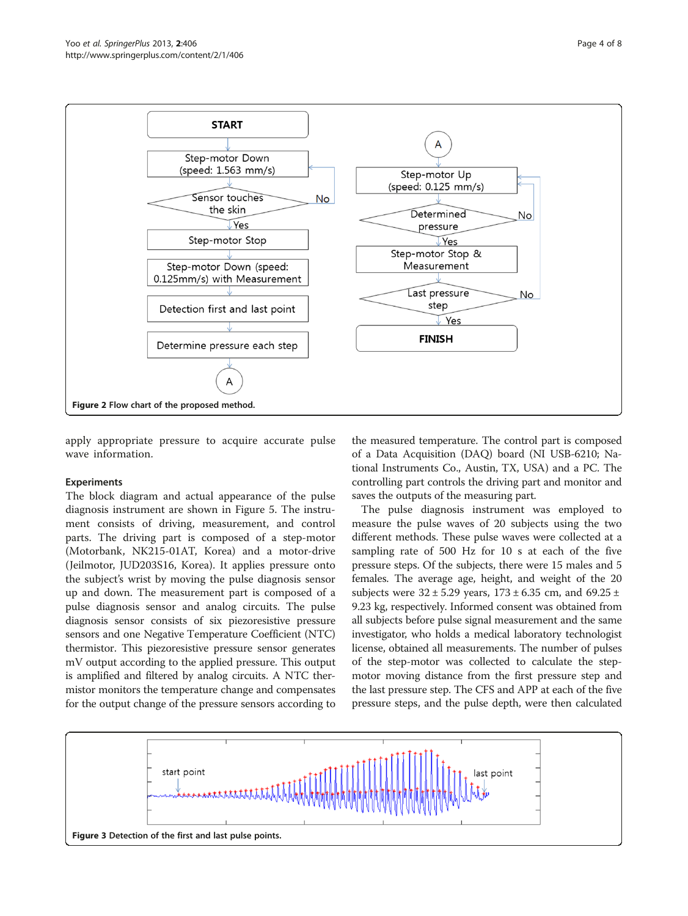Figure 2 Flow chart of the proposed method.

apply appropriate pressure to acquire accurate pulse wave information.

## Experiments

The block diagram and actual appearance of the pulse diagnosis instrument are shown in Figure 5. The instrument consists of driving, measurement, and control parts. The driving part is composed of a step-motor (Motorbank, NK215-01AT, Korea) and a motor-drive (Jeilmotor, JUD203S16, Korea). It applies pressure onto the subject's wrist by moving the pulse diagnosis sensor up and down. The measurement part is composed of a pulse diagnosis sensor and analog circuits. The pulse diagnosis sensor consists of six piezoresistive pressure sensors and one Negative Temperature Coefficient (NTC) thermistor. This piezoresistive pressure sensor generates mV output according to the applied pressure. This output is amplified and filtered by analog circuits. A NTC thermistor monitors the temperature change and compensates for the output change of the pressure sensors according to the measured temperature. The control part is composed of a Data Acquisition (DAQ) board (NI USB-6210; National Instruments Co., Austin, TX, USA) and a PC. The controlling part controls the driving part and monitor and saves the outputs of the measuring part.

The pulse diagnosis instrument was employed to measure the pulse waves of 20 subjects using the two different methods. These pulse waves were collected at a sampling rate of 500 Hz for 10 s at each of the five pressure steps. Of the subjects, there were 15 males and 5 females. The average age, height, and weight of the 20 subjects were 32 ± 5.29 years, 173 ± 6.35 cm, and 69.25 ± 9.23 kg, respectively. Informed consent was obtained from all subjects before pulse signal measurement and the same investigator, who holds a medical laboratory technologist license, obtained all measurements. The number of pulses of the step-motor was collected to calculate the step-motor moving distance from the first pressure step and the last pressure step. The CFS and APP at each of the five pressure steps, and the pulse depth, were then calculated

Figure 3 Detection of the first and last pulse points.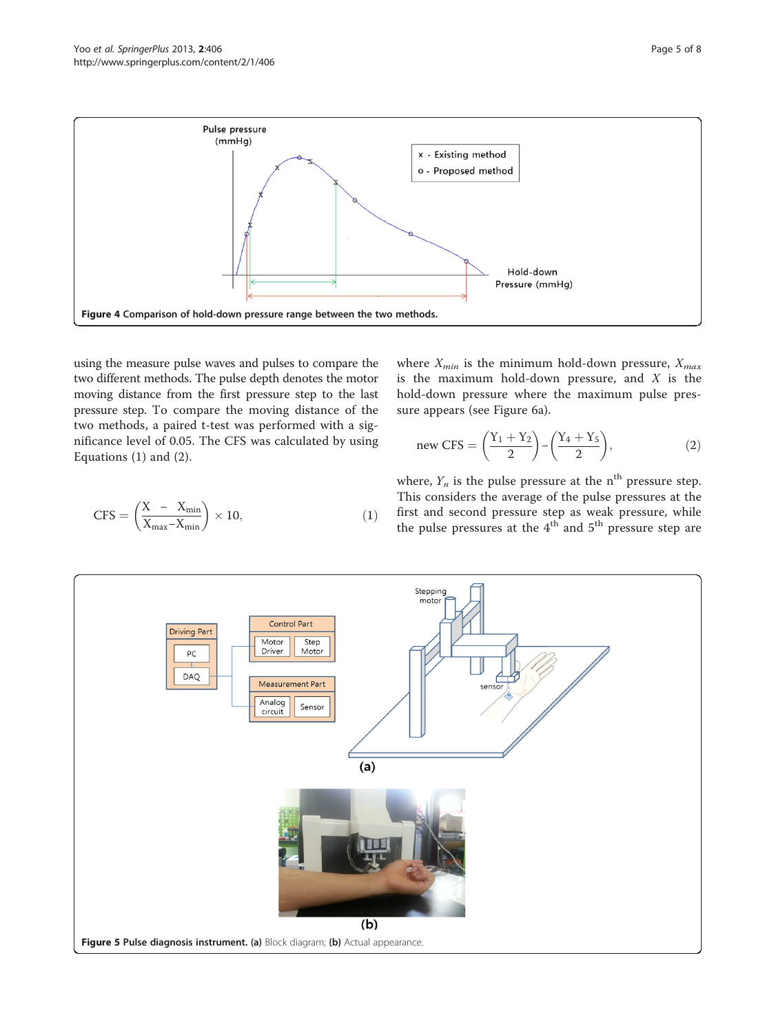Figure 4 Comparison of hold-down pressure range between the two methods.

using the measure pulse waves and pulses to compare the two different methods. The pulse depth denotes the motor moving distance from the first pressure step to the last pressure step. To compare the moving distance of the two methods, a paired t-test was performed with a significance level of 0.05. The CFS was calculated by using Equations (1) and (2).

$$\mathrm{CFS} = \left(\frac{X - X_{\min}}{X_{\max} - X_{\min}}\right) \times 10, \tag{1}$$

where $X_{min}$ is the minimum hold-down pressure, $X_{max}$ is the maximum hold-down pressure, and $X$ is the hold-down pressure where the maximum pulse pressure appears (see Figure 6a).

$$\text{new CFS} = \left(\frac{Y_1 + Y_2}{2}\right) - \left(\frac{Y_4 + Y_5}{2}\right), \tag{2}$$

where, $Y_n$ is the pulse pressure at the $n^{th}$ pressure step. This considers the average of the pulse pressures at the first and second pressure step as weak pressure, while the pulse pressures at the $4^{th}$ and $5^{th}$ pressure step are

Figure 5 Pulse diagnosis instrument. (a) Block diagram; (b) Actual appearance.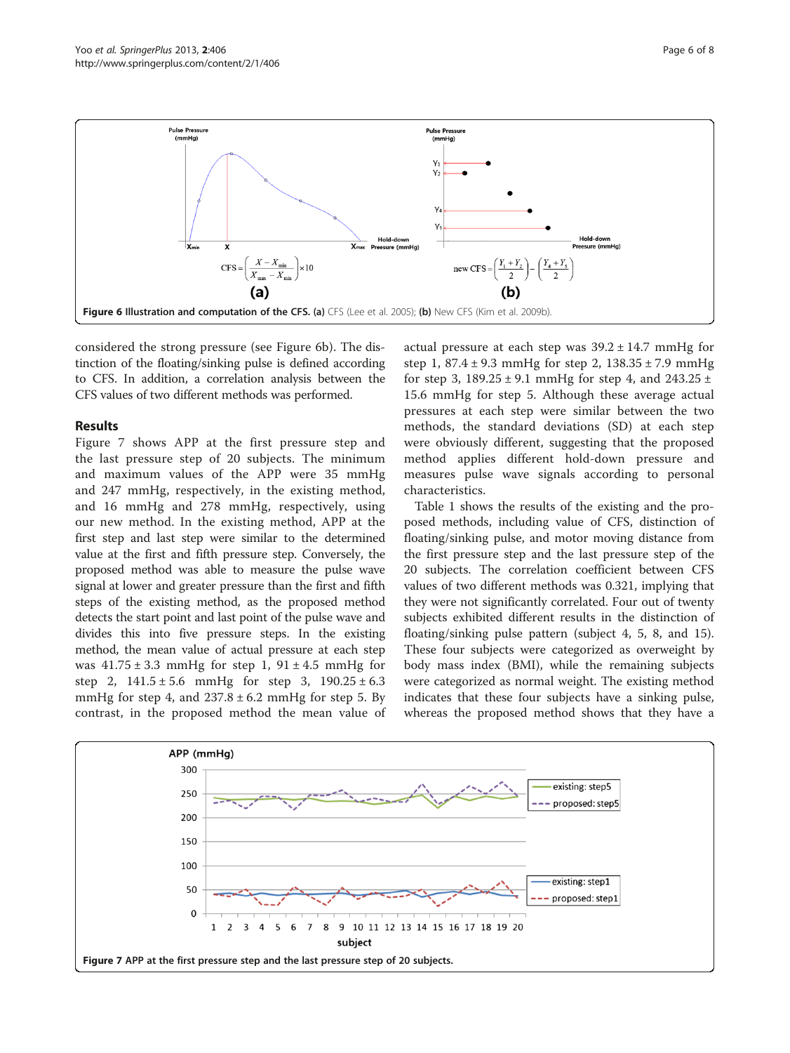$$\text{CFS} = \left(\frac{X - X_{\min}}{X_{\max} - X_{\min}}\right) \times 10$$

**(a)**

$$\text{new CFS} = \left(\frac{Y_1 + Y_2}{2}\right) - \left(\frac{Y_4 + Y_5}{2}\right)$$

**(b)**

**Figure 6 Illustration and computation of the CFS. (a)** CFS (Lee et al. 2005); **(b)** New CFS (Kim et al. 2009b).

considered the strong pressure (see Figure 6b). The distinction of the floating/sinking pulse is defined according to CFS. In addition, a correlation analysis between the CFS values of two different methods was performed.

## Results

Figure 7 shows APP at the first pressure step and the last pressure step of 20 subjects. The minimum and maximum values of the APP were 35 mmHg and 247 mmHg, respectively, in the existing method, and 16 mmHg and 278 mmHg, respectively, using our new method. In the existing method, APP at the first step and last step were similar to the determined value at the first and fifth pressure step. Conversely, the proposed method was able to measure the pulse wave signal at lower and greater pressure than the first and fifth steps of the existing method, as the proposed method detects the start point and last point of the pulse wave and divides this into five pressure steps. In the existing method, the mean value of actual pressure at each step was 41.75 ± 3.3 mmHg for step 1, 91 ± 4.5 mmHg for step 2, 141.5 ± 5.6 mmHg for step 3, 190.25 ± 6.3 mmHg for step 4, and 237.8 ± 6.2 mmHg for step 5. By contrast, in the proposed method the mean value of actual pressure at each step was 39.2 ± 14.7 mmHg for step 1, 87.4 ± 9.3 mmHg for step 2, 138.35 ± 7.9 mmHg for step 3, 189.25 ± 9.1 mmHg for step 4, and 243.25 ± 15.6 mmHg for step 5. Although these average actual pressures at each step were similar between the two methods, the standard deviations (SD) at each step were obviously different, suggesting that the proposed method applies different hold-down pressure and measures pulse wave signals according to personal characteristics.

Table 1 shows the results of the existing and the proposed methods, including value of CFS, distinction of floating/sinking pulse, and motor moving distance from the first pressure step and the last pressure step of the 20 subjects. The correlation coefficient between CFS values of two different methods was 0.321, implying that they were not significantly correlated. Four out of twenty subjects exhibited different results in the distinction of floating/sinking pulse pattern (subject 4, 5, 8, and 15). These four subjects were categorized as overweight by body mass index (BMI), while the remaining subjects were categorized as normal weight. The existing method indicates that these four subjects have a sinking pulse, whereas the proposed method shows that they have a

**Figure 7 APP at the first pressure step and the last pressure step of 20 subjects.**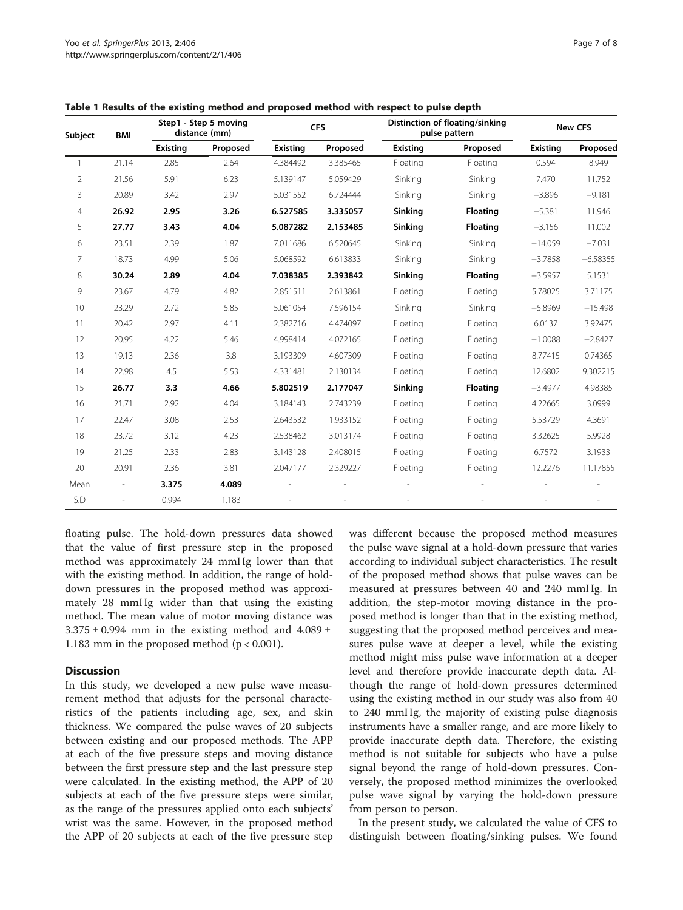**Table 1 Results of the existing method and proposed method with respect to pulse depth**

| Subject | BMI | Step1 - Step 5 moving distance (mm) | | CFS | | Distinction of floating/sinking pulse pattern | | New CFS | |
|---|---|---|---|---|---|---|---|---|---|
| | | Existing | Proposed | Existing | Proposed | Existing | Proposed | Existing | Proposed |
| 1 | 21.14 | 2.85 | 2.64 | 4.384492 | 3.385465 | Floating | Floating | 0.594 | 8.949 |
| 2 | 21.56 | 5.91 | 6.23 | 5.139147 | 5.059429 | Sinking | Sinking | 7.470 | 11.752 |
| 3 | 20.89 | 3.42 | 2.97 | 5.031552 | 6.724444 | Sinking | Sinking | −3.896 | −9.181 |
| 4 | **26.92** | **2.95** | **3.26** | **6.527585** | **3.335057** | **Sinking** | **Floating** | −5.381 | 11.946 |
| 5 | **27.77** | **3.43** | **4.04** | **5.087282** | **2.153485** | **Sinking** | **Floating** | −3.156 | 11.002 |
| 6 | 23.51 | 2.39 | 1.87 | 7.011686 | 6.520645 | Sinking | Sinking | −14.059 | −7.031 |
| 7 | 18.73 | 4.99 | 5.06 | 5.068592 | 6.613833 | Sinking | Sinking | −3.7858 | −6.58355 |
| 8 | **30.24** | **2.89** | **4.04** | **7.038385** | **2.393842** | **Sinking** | **Floating** | −3.5957 | 5.1531 |
| 9 | 23.67 | 4.79 | 4.82 | 2.851511 | 2.613861 | Floating | Floating | 5.78025 | 3.71175 |
| 10 | 23.29 | 2.72 | 5.85 | 5.061054 | 7.596154 | Sinking | Sinking | −5.8969 | −15.498 |
| 11 | 20.42 | 2.97 | 4.11 | 2.382716 | 4.474097 | Floating | Floating | 6.0137 | 3.92475 |
| 12 | 20.95 | 4.22 | 5.46 | 4.998414 | 4.072165 | Floating | Floating | −1.0088 | −2.8427 |
| 13 | 19.13 | 2.36 | 3.8 | 3.193309 | 4.607309 | Floating | Floating | 8.77415 | 0.74365 |
| 14 | 22.98 | 4.5 | 5.53 | 4.331481 | 2.130134 | Floating | Floating | 12.6802 | 9.302215 |
| 15 | **26.77** | **3.3** | **4.66** | **5.802519** | **2.177047** | **Sinking** | **Floating** | −3.4977 | 4.98385 |
| 16 | 21.71 | 2.92 | 4.04 | 3.184143 | 2.743239 | Floating | Floating | 4.22665 | 3.0999 |
| 17 | 22.47 | 3.08 | 2.53 | 2.643532 | 1.933152 | Floating | Floating | 5.53729 | 4.3691 |
| 18 | 23.72 | 3.12 | 4.23 | 2.538462 | 3.013174 | Floating | Floating | 3.32625 | 5.9928 |
| 19 | 21.25 | 2.33 | 2.83 | 3.143128 | 2.408015 | Floating | Floating | 6.7572 | 3.1933 |
| 20 | 20.91 | 2.36 | 3.81 | 2.047177 | 2.329227 | Floating | Floating | 12.2276 | 11.17855 |
| Mean | - | **3.375** | **4.089** | - | - | - | - | - | - |
| S.D | - | 0.994 | 1.183 | - | - | - | - | - | - |

floating pulse. The hold-down pressures data showed that the value of first pressure step in the proposed method was approximately 24 mmHg lower than that with the existing method. In addition, the range of hold-down pressures in the proposed method was approximately 28 mmHg wider than that using the existing method. The mean value of motor moving distance was 3.375 ± 0.994 mm in the existing method and 4.089 ± 1.183 mm in the proposed method ($p < 0.001$).

## Discussion

In this study, we developed a new pulse wave measurement method that adjusts for the personal characteristics of the patients including age, sex, and skin thickness. We compared the pulse waves of 20 subjects between existing and our proposed methods. The APP at each of the five pressure steps and moving distance between the first pressure step and the last pressure step were calculated. In the existing method, the APP of 20 subjects at each of the five pressure steps were similar, as the range of the pressures applied onto each subjects' wrist was the same. However, in the proposed method the APP of 20 subjects at each of the five pressure step was different because the proposed method measures the pulse wave signal at a hold-down pressure that varies according to individual subject characteristics. The result of the proposed method shows that pulse waves can be measured at pressures between 40 and 240 mmHg. In addition, the step-motor moving distance in the proposed method is longer than that in the existing method, suggesting that the proposed method perceives and measures pulse wave at deeper a level, while the existing method might miss pulse wave information at a deeper level and therefore provide inaccurate depth data. Although the range of hold-down pressures determined using the existing method in our study was also from 40 to 240 mmHg, the majority of existing pulse diagnosis instruments have a smaller range, and are more likely to provide inaccurate depth data. Therefore, the existing method is not suitable for subjects who have a pulse signal beyond the range of hold-down pressures. Conversely, the proposed method minimizes the overlooked pulse wave signal by varying the hold-down pressure from person to person.

In the present study, we calculated the value of CFS to distinguish between floating/sinking pulses. We found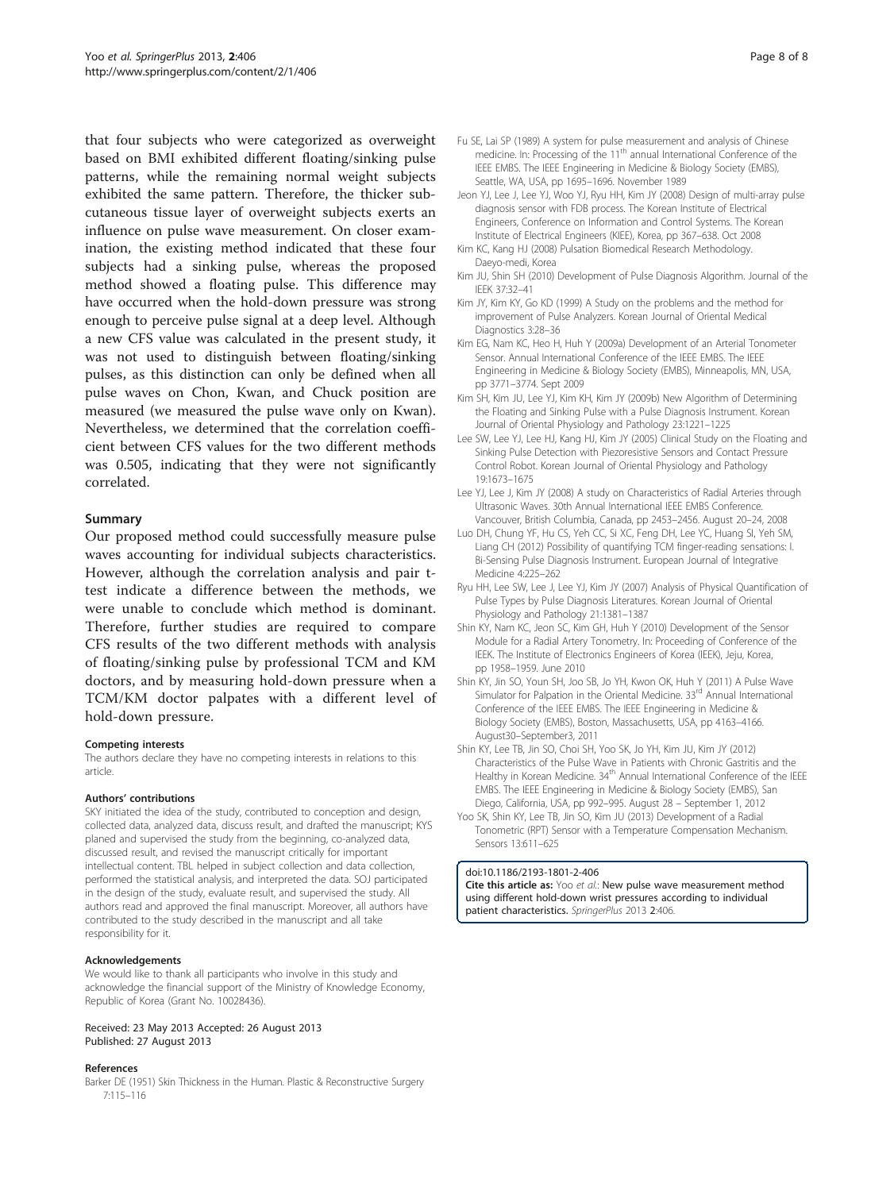that four subjects who were categorized as overweight based on BMI exhibited different floating/sinking pulse patterns, while the remaining normal weight subjects exhibited the same pattern. Therefore, the thicker subcutaneous tissue layer of overweight subjects exerts an influence on pulse wave measurement. On closer examination, the existing method indicated that these four subjects had a sinking pulse, whereas the proposed method showed a floating pulse. This difference may have occurred when the hold-down pressure was strong enough to perceive pulse signal at a deep level. Although a new CFS value was calculated in the present study, it was not used to distinguish between floating/sinking pulses, as this distinction can only be defined when all pulse waves on Chon, Kwan, and Chuck position are measured (we measured the pulse wave only on Kwan). Nevertheless, we determined that the correlation coefficient between CFS values for the two different methods was 0.505, indicating that they were not significantly correlated.

## Summary

Our proposed method could successfully measure pulse waves accounting for individual subjects characteristics. However, although the correlation analysis and pair t-test indicate a difference between the methods, we were unable to conclude which method is dominant. Therefore, further studies are required to compare CFS results of the two different methods with analysis of floating/sinking pulse by professional TCM and KM doctors, and by measuring hold-down pressure when a TCM/KM doctor palpates with a different level of hold-down pressure.

#### Competing interests

The authors declare they have no competing interests in relations to this article.

#### Authors' contributions

SKY initiated the idea of the study, contributed to conception and design, collected data, analyzed data, discuss result, and drafted the manuscript; KYS planed and supervised the study from the beginning, co-analyzed data, discussed result, and revised the manuscript critically for important intellectual content. TBL helped in subject collection and data collection, performed the statistical analysis, and interpreted the data. SOJ participated in the design of the study, evaluate result, and supervised the study. All authors read and approved the final manuscript. Moreover, all authors have contributed to the study described in the manuscript and all take responsibility for it.

#### Acknowledgements

We would like to thank all participants who involve in this study and acknowledge the financial support of the Ministry of Knowledge Economy, Republic of Korea (Grant No. 10028436).

Received: 23 May 2013 Accepted: 26 August 2013
Published: 27 August 2013

#### References

Barker DE (1951) Skin Thickness in the Human. Plastic & Reconstructive Surgery 7:115–116

Fu SE, Lai SP (1989) A system for pulse measurement and analysis of Chinese medicine. In: Processing of the 11th annual International Conference of the IEEE EMBS. The IEEE Engineering in Medicine & Biology Society (EMBS), Seattle, WA, USA, pp 1695–1696. November 1989

Jeon YJ, Lee J, Lee YJ, Woo YJ, Ryu HH, Kim JY (2008) Design of multi-array pulse diagnosis sensor with FDB process. The Korean Institute of Electrical Engineers, Conference on Information and Control Systems. The Korean Institute of Electrical Engineers (KIEE), Korea, pp 367–638. Oct 2008

Kim KC, Kang HJ (2008) Pulsation Biomedical Research Methodology. Daeyo-medi, Korea

Kim JU, Shin SH (2010) Development of Pulse Diagnosis Algorithm. Journal of the IEEK 37:32–41

Kim JY, Kim KY, Go KD (1999) A Study on the problems and the method for improvement of Pulse Analyzers. Korean Journal of Oriental Medical Diagnostics 3:28–36

Kim EG, Nam KC, Heo H, Huh Y (2009a) Development of an Arterial Tonometer Sensor. Annual International Conference of the IEEE EMBS. The IEEE Engineering in Medicine & Biology Society (EMBS), Minneapolis, MN, USA, pp 3771–3774. Sept 2009

Kim SH, Kim JU, Lee YJ, Kim KH, Kim JY (2009b) New Algorithm of Determining the Floating and Sinking Pulse with a Pulse Diagnosis Instrument. Korean Journal of Oriental Physiology and Pathology 23:1221–1225

Lee SW, Lee YJ, Lee HJ, Kang HJ, Kim JY (2005) Clinical Study on the Floating and Sinking Pulse Detection with Piezoresistive Sensors and Contact Pressure Control Robot. Korean Journal of Oriental Physiology and Pathology 19:1673–1675

Lee YJ, Lee J, Kim JY (2008) A study on Characteristics of Radial Arteries through Ultrasonic Waves. 30th Annual International IEEE EMBS Conference. Vancouver, British Columbia, Canada, pp 2453–2456. August 20–24, 2008

Luo DH, Chung YF, Hu CS, Yeh CC, Si XC, Feng DH, Lee YC, Huang SI, Yeh SM, Liang CH (2012) Possibility of quantifying TCM finger-reading sensations: I. Bi-Sensing Pulse Diagnosis Instrument. European Journal of Integrative Medicine 4:225–262

Ryu HH, Lee SW, Lee J, Lee YJ, Kim JY (2007) Analysis of Physical Quantification of Pulse Types by Pulse Diagnosis Literatures. Korean Journal of Oriental Physiology and Pathology 21:1381–1387

Shin KY, Nam KC, Jeon SC, Kim GH, Huh Y (2010) Development of the Sensor Module for a Radial Artery Tonometry. In: Proceeding of Conference of the IEEK. The Institute of Electronics Engineers of Korea (IEEK), Jeju, Korea, pp 1958–1959. June 2010

Shin KY, Jin SO, Youn SH, Joo SB, Jo YH, Kwon OK, Huh Y (2011) A Pulse Wave Simulator for Palpation in the Oriental Medicine. 33rd Annual International Conference of the IEEE EMBS. The IEEE Engineering in Medicine & Biology Society (EMBS), Boston, Massachusetts, USA, pp 4163–4166. August30–September3, 2011

Shin KY, Lee TB, Jin SO, Choi SH, Yoo SK, Jo YH, Kim JU, Kim JY (2012) Characteristics of the Pulse Wave in Patients with Chronic Gastritis and the Healthy in Korean Medicine. 34th Annual International Conference of the IEEE EMBS. The IEEE Engineering in Medicine & Biology Society (EMBS), San Diego, California, USA, pp 992–995. August 28 – September 1, 2012

Yoo SK, Shin KY, Lee TB, Jin SO, Kim JU (2013) Development of a Radial Tonometric (RPT) Sensor with a Temperature Compensation Mechanism. Sensors 13:611–625

doi:10.1186/2193-1801-2-406

**Cite this article as:** Yoo *et al.*: New pulse wave measurement method using different hold-down wrist pressures according to individual patient characteristics. *SpringerPlus* 2013 **2**:406.